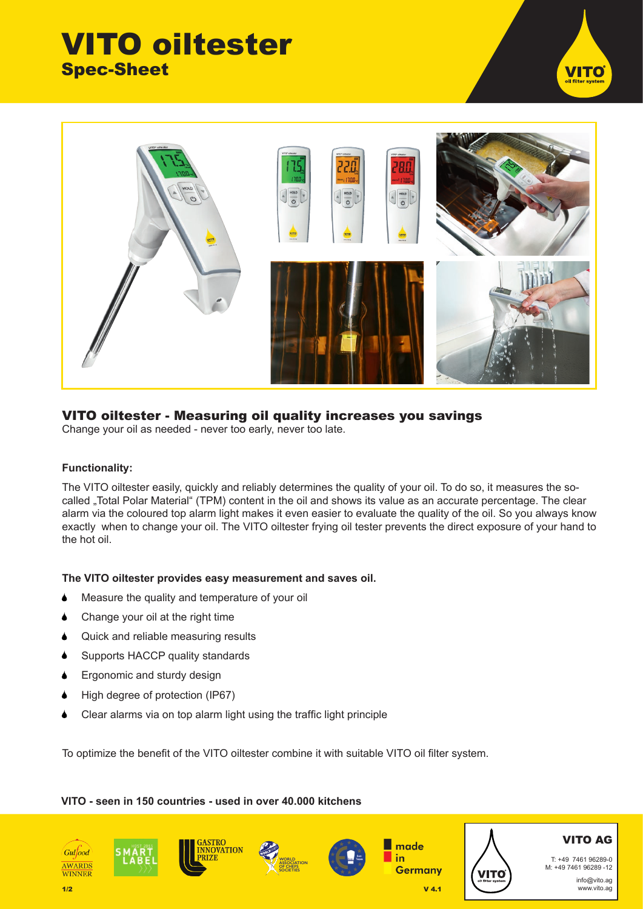# VITO oiltester
## Spec-Sheet

## VITO oiltester - Measuring oil quality increases you savings

Change your oil as needed - never too early, never too late.

**Functionality:**

The VITO oiltester easily, quickly and reliably determines the quality of your oil. To do so, it measures the so-called „Total Polar Material" (TPM) content in the oil and shows its value as an accurate percentage. The clear alarm via the coloured top alarm light makes it even easier to evaluate the quality of the oil. So you always know exactly when to change your oil. The VITO oiltester frying oil tester prevents the direct exposure of your hand to the hot oil.

**The VITO oiltester provides easy measurement and saves oil.**

- Measure the quality and temperature of your oil
- Change your oil at the right time
- Quick and reliable measuring results
- Supports HACCP quality standards
- Ergonomic and sturdy design
- High degree of protection (IP67)
- Clear alarms via on top alarm light using the traffic light principle

To optimize the benefit of the VITO oiltester combine it with suitable VITO oil filter system.

**VITO - seen in 150 countries - used in over 40.000 kitchens**

made in Germany

V 4.1

**VITO AG**

T: +49 7461 96289-0
M: +49 7461 96289 -12
info@vito.ag
www.vito.ag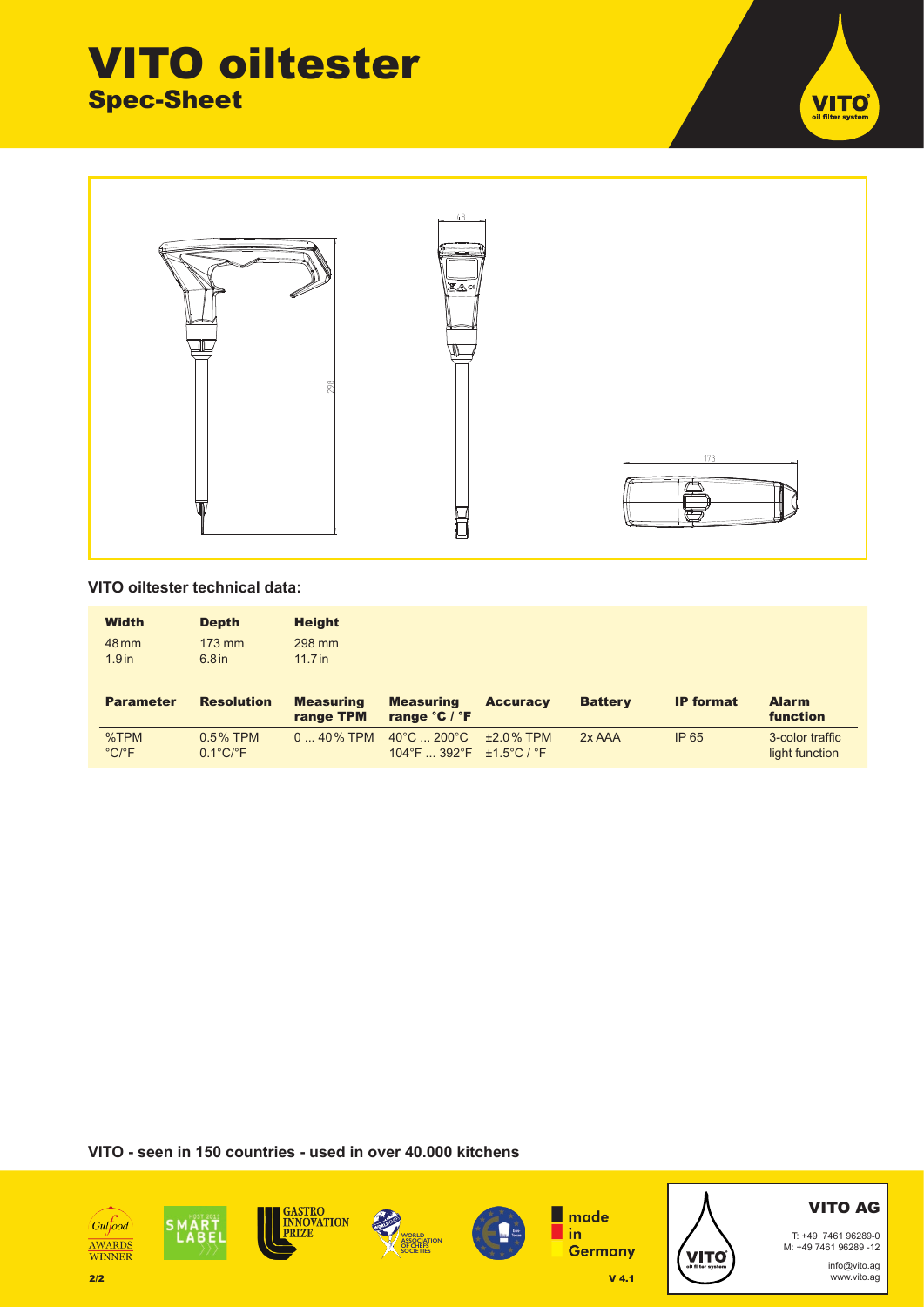# VITO oiltester
## Spec-Sheet

48

298

173

**VITO oiltester technical data:**

| Width | Depth | Height |
|---|---|---|
| 48 mm<br>1.9 in | 173 mm<br>6.8 in | 298 mm<br>11.7 in |

| Parameter | Resolution | Measuring range TPM | Measuring range °C / °F | Accuracy | Battery | IP format | Alarm function |
|---|---|---|---|---|---|---|---|
| %TPM<br>°C/°F | 0.5 % TPM<br>0.1°C/°F | 0 ... 40 % TPM | 40°C ... 200°C<br>104°F ... 392°F | ±2.0 % TPM<br>±1.5°C / °F | 2x AAA | IP 65 | 3-color traffic light function |

**VITO - seen in 150 countries - used in over 40.000 kitchens**

made in Germany

V 4.1

**VITO AG**

T: +49 7461 96289-0
M: +49 7461 96289 -12

info@vito.ag
www.vito.ag